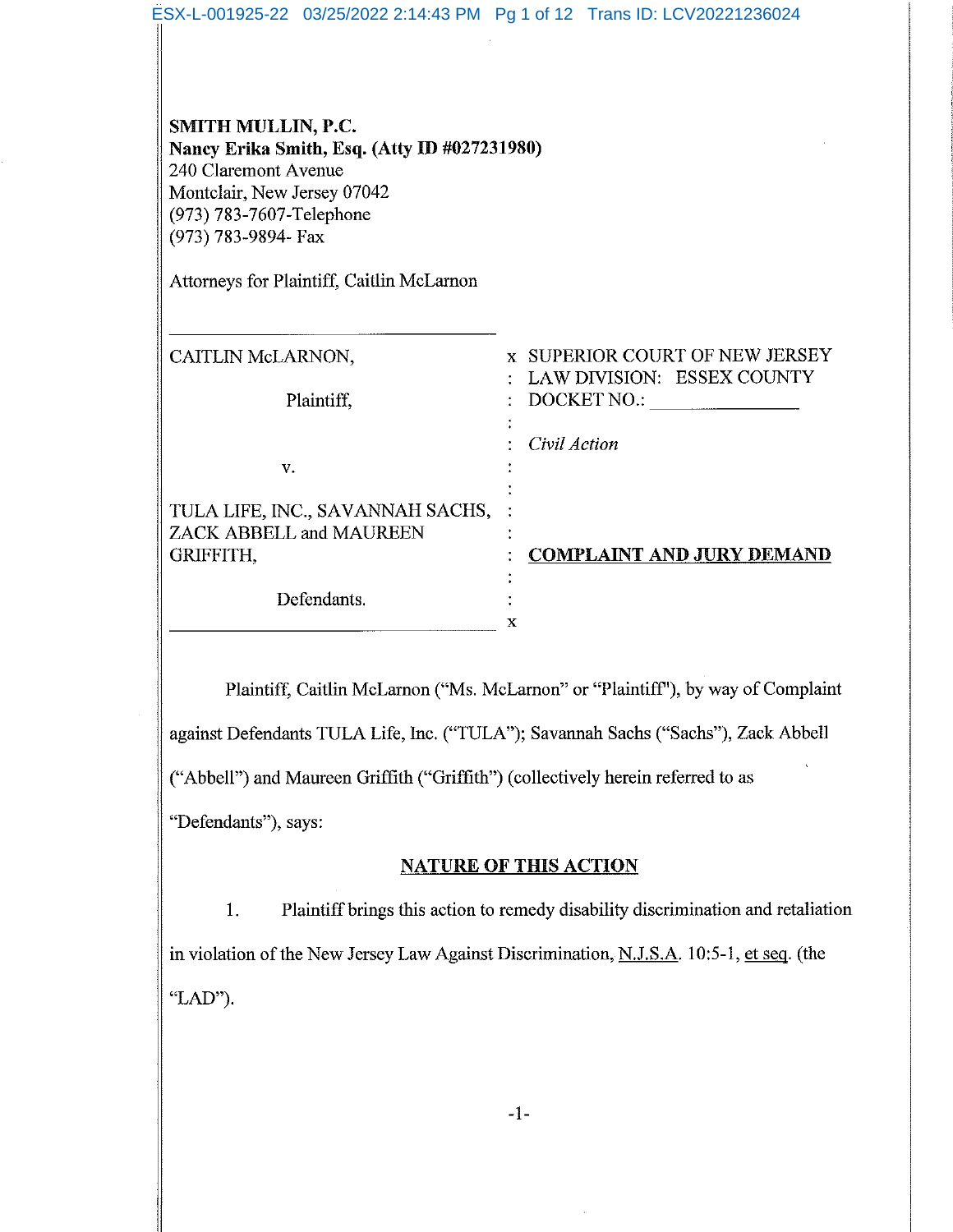**SMITH MULLIN, P.C.**
**Nancy Erika Smith, Esq. (Atty ID #027231980)**
240 Claremont Avenue
Montclair, New Jersey 07042
(973) 783-7607-Telephone
(973) 783-9894- Fax

Attorneys for Plaintiff, Caitlin McLarnon

| | |
|---|---|
| CAITLIN McLARNON, | SUPERIOR COURT OF NEW JERSEY |
| Plaintiff, | LAW DIVISION: ESSEX COUNTY |
| | DOCKET NO.: ______________ |
| v. | *Civil Action* |
| TULA LIFE, INC., SAVANNAH SACHS, ZACK ABBELL and MAUREEN GRIFFITH, | |
| Defendants. | **COMPLAINT AND JURY DEMAND** |

Plaintiff, Caitlin McLarnon ("Ms. McLarnon" or "Plaintiff"), by way of Complaint against Defendants TULA Life, Inc. ("TULA"); Savannah Sachs ("Sachs"), Zack Abbell ("Abbell") and Maureen Griffith ("Griffith") (collectively herein referred to as "Defendants"), says:

## NATURE OF THIS ACTION

1. Plaintiff brings this action to remedy disability discrimination and retaliation in violation of the New Jersey Law Against Discrimination, N.J.S.A. 10:5-1, et seq. (the "LAD").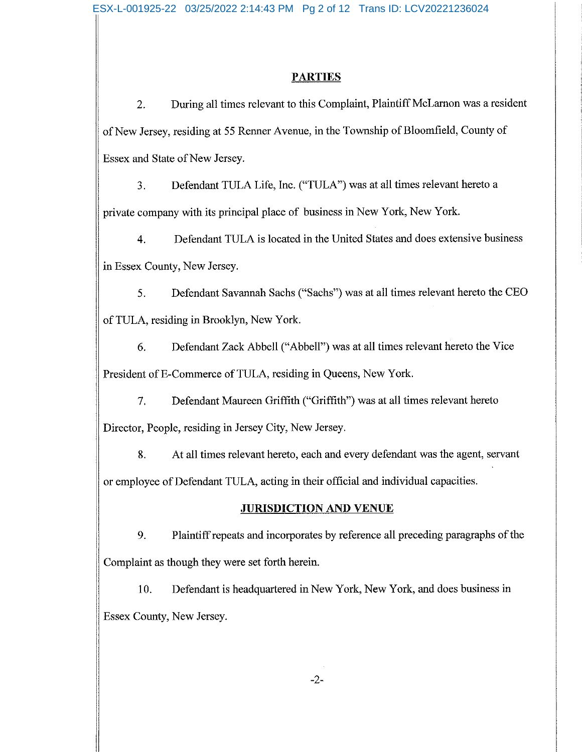## PARTIES

2. During all times relevant to this Complaint, Plaintiff McLarnon was a resident of New Jersey, residing at 55 Renner Avenue, in the Township of Bloomfield, County of Essex and State of New Jersey.

3. Defendant TULA Life, Inc. ("TULA") was at all times relevant hereto a private company with its principal place of business in New York, New York.

4. Defendant TULA is located in the United States and does extensive business in Essex County, New Jersey.

5. Defendant Savannah Sachs ("Sachs") was at all times relevant hereto the CEO of TULA, residing in Brooklyn, New York.

6. Defendant Zack Abbell ("Abbell") was at all times relevant hereto the Vice President of E-Commerce of TULA, residing in Queens, New York.

7. Defendant Maureen Griffith ("Griffith") was at all times relevant hereto Director, People, residing in Jersey City, New Jersey.

8. At all times relevant hereto, each and every defendant was the agent, servant or employee of Defendant TULA, acting in their official and individual capacities.

## JURISDICTION AND VENUE

9. Plaintiff repeats and incorporates by reference all preceding paragraphs of the Complaint as though they were set forth herein.

10. Defendant is headquartered in New York, New York, and does business in Essex County, New Jersey.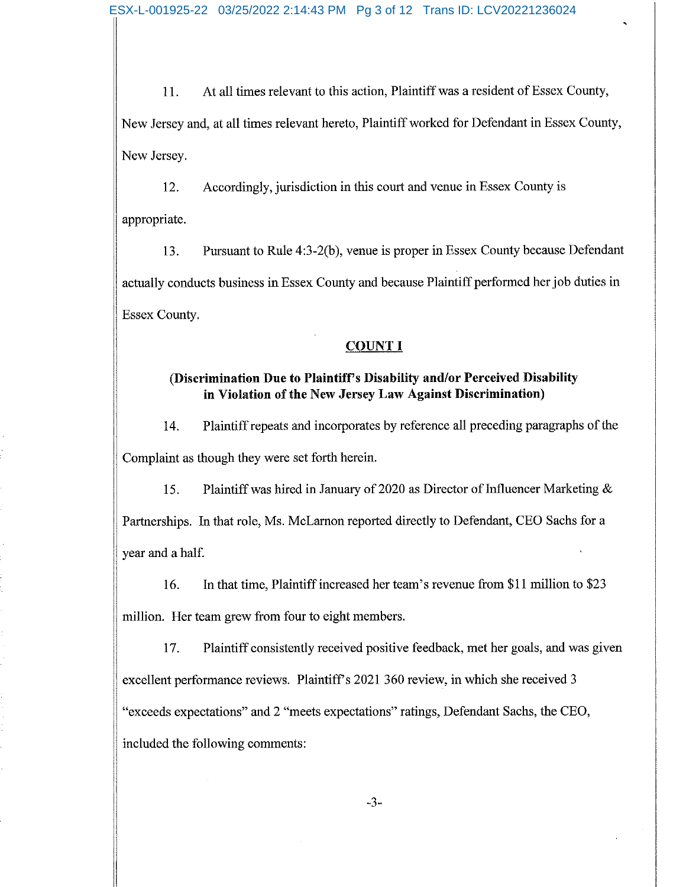11. At all times relevant to this action, Plaintiff was a resident of Essex County, New Jersey and, at all times relevant hereto, Plaintiff worked for Defendant in Essex County, New Jersey.

12. Accordingly, jurisdiction in this court and venue in Essex County is appropriate.

13. Pursuant to Rule 4:3-2(b), venue is proper in Essex County because Defendant actually conducts business in Essex County and because Plaintiff performed her job duties in Essex County.

## COUNT I

### (Discrimination Due to Plaintiff's Disability and/or Perceived Disability in Violation of the New Jersey Law Against Discrimination)

14. Plaintiff repeats and incorporates by reference all preceding paragraphs of the Complaint as though they were set forth herein.

15. Plaintiff was hired in January of 2020 as Director of Influencer Marketing & Partnerships. In that role, Ms. McLarnon reported directly to Defendant, CEO Sachs for a year and a half.

16. In that time, Plaintiff increased her team's revenue from $11 million to $23 million. Her team grew from four to eight members.

17. Plaintiff consistently received positive feedback, met her goals, and was given excellent performance reviews. Plaintiff's 2021 360 review, in which she received 3 "exceeds expectations" and 2 "meets expectations" ratings, Defendant Sachs, the CEO, included the following comments: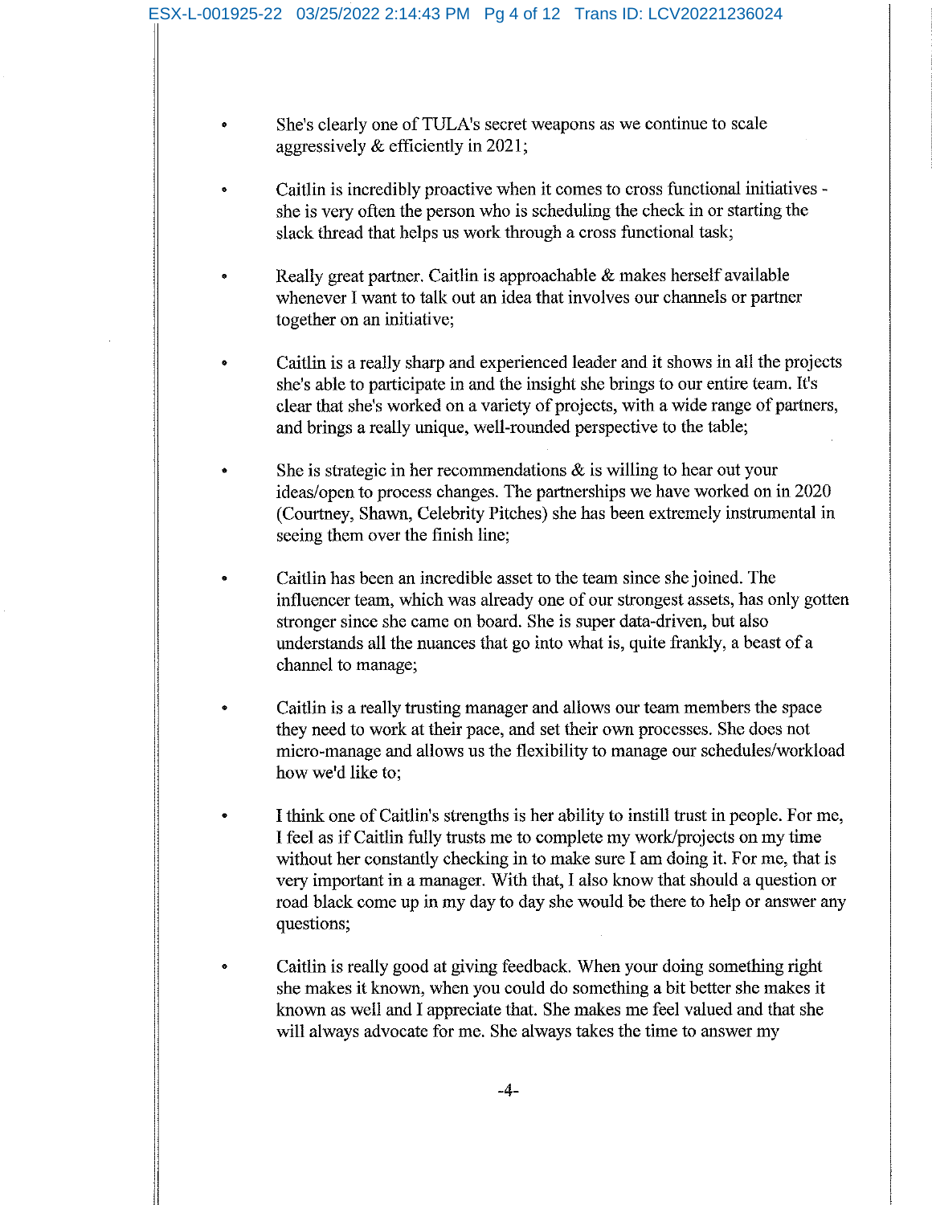- She's clearly one of TULA's secret weapons as we continue to scale aggressively & efficiently in 2021;

- Caitlin is incredibly proactive when it comes to cross functional initiatives - she is very often the person who is scheduling the check in or starting the slack thread that helps us work through a cross functional task;

- Really great partner. Caitlin is approachable & makes herself available whenever I want to talk out an idea that involves our channels or partner together on an initiative;

- Caitlin is a really sharp and experienced leader and it shows in all the projects she's able to participate in and the insight she brings to our entire team. It's clear that she's worked on a variety of projects, with a wide range of partners, and brings a really unique, well-rounded perspective to the table;

- She is strategic in her recommendations & is willing to hear out your ideas/open to process changes. The partnerships we have worked on in 2020 (Courtney, Shawn, Celebrity Pitches) she has been extremely instrumental in seeing them over the finish line;

- Caitlin has been an incredible asset to the team since she joined. The influencer team, which was already one of our strongest assets, has only gotten stronger since she came on board. She is super data-driven, but also understands all the nuances that go into what is, quite frankly, a beast of a channel to manage;

- Caitlin is a really trusting manager and allows our team members the space they need to work at their pace, and set their own processes. She does not micro-manage and allows us the flexibility to manage our schedules/workload how we'd like to;

- I think one of Caitlin's strengths is her ability to instill trust in people. For me, I feel as if Caitlin fully trusts me to complete my work/projects on my time without her constantly checking in to make sure I am doing it. For me, that is very important in a manager. With that, I also know that should a question or road black come up in my day to day she would be there to help or answer any questions;

- Caitlin is really good at giving feedback. When your doing something right she makes it known, when you could do something a bit better she makes it known as well and I appreciate that. She makes me feel valued and that she will always advocate for me. She always takes the time to answer my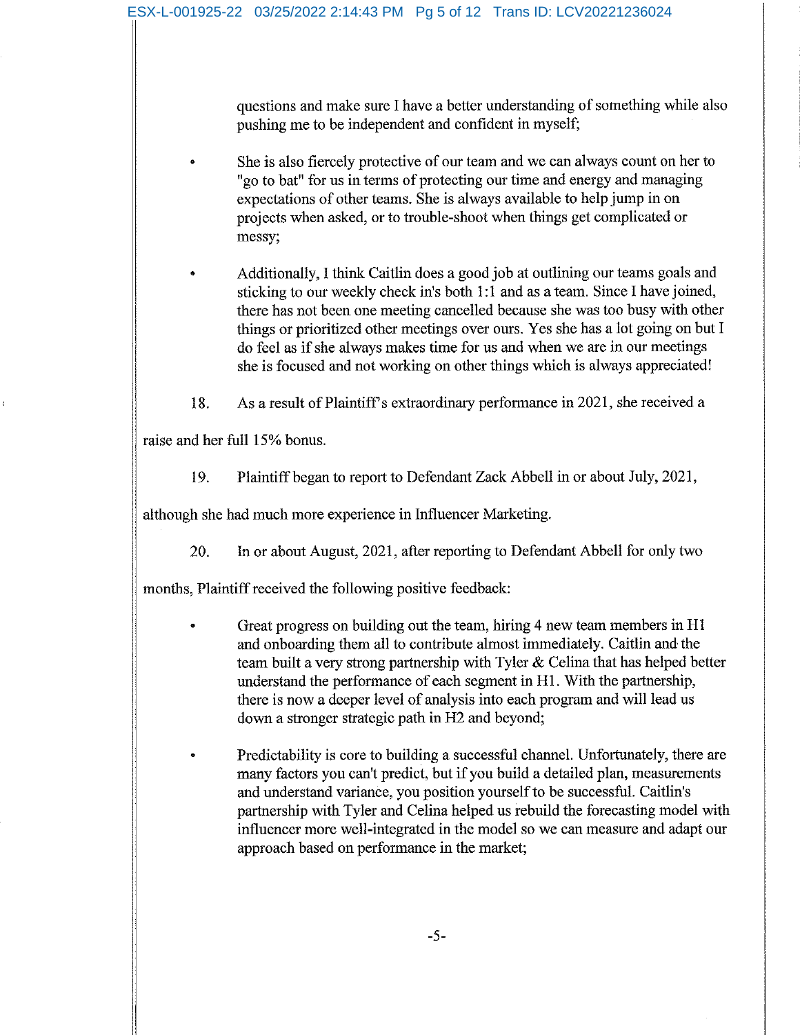questions and make sure I have a better understanding of something while also pushing me to be independent and confident in myself;

- She is also fiercely protective of our team and we can always count on her to "go to bat" for us in terms of protecting our time and energy and managing expectations of other teams. She is always available to help jump in on projects when asked, or to trouble-shoot when things get complicated or messy;

- Additionally, I think Caitlin does a good job at outlining our teams goals and sticking to our weekly check in's both 1:1 and as a team. Since I have joined, there has not been one meeting cancelled because she was too busy with other things or prioritized other meetings over ours. Yes she has a lot going on but I do feel as if she always makes time for us and when we are in our meetings she is focused and not working on other things which is always appreciated!

18. As a result of Plaintiff's extraordinary performance in 2021, she received a raise and her full 15% bonus.

19. Plaintiff began to report to Defendant Zack Abbell in or about July, 2021, although she had much more experience in Influencer Marketing.

20. In or about August, 2021, after reporting to Defendant Abbell for only two months, Plaintiff received the following positive feedback:

- Great progress on building out the team, hiring 4 new team members in H1 and onboarding them all to contribute almost immediately. Caitlin and the team built a very strong partnership with Tyler & Celina that has helped better understand the performance of each segment in H1. With the partnership, there is now a deeper level of analysis into each program and will lead us down a stronger strategic path in H2 and beyond;

- Predictability is core to building a successful channel. Unfortunately, there are many factors you can't predict, but if you build a detailed plan, measurements and understand variance, you position yourself to be successful. Caitlin's partnership with Tyler and Celina helped us rebuild the forecasting model with influencer more well-integrated in the model so we can measure and adapt our approach based on performance in the market;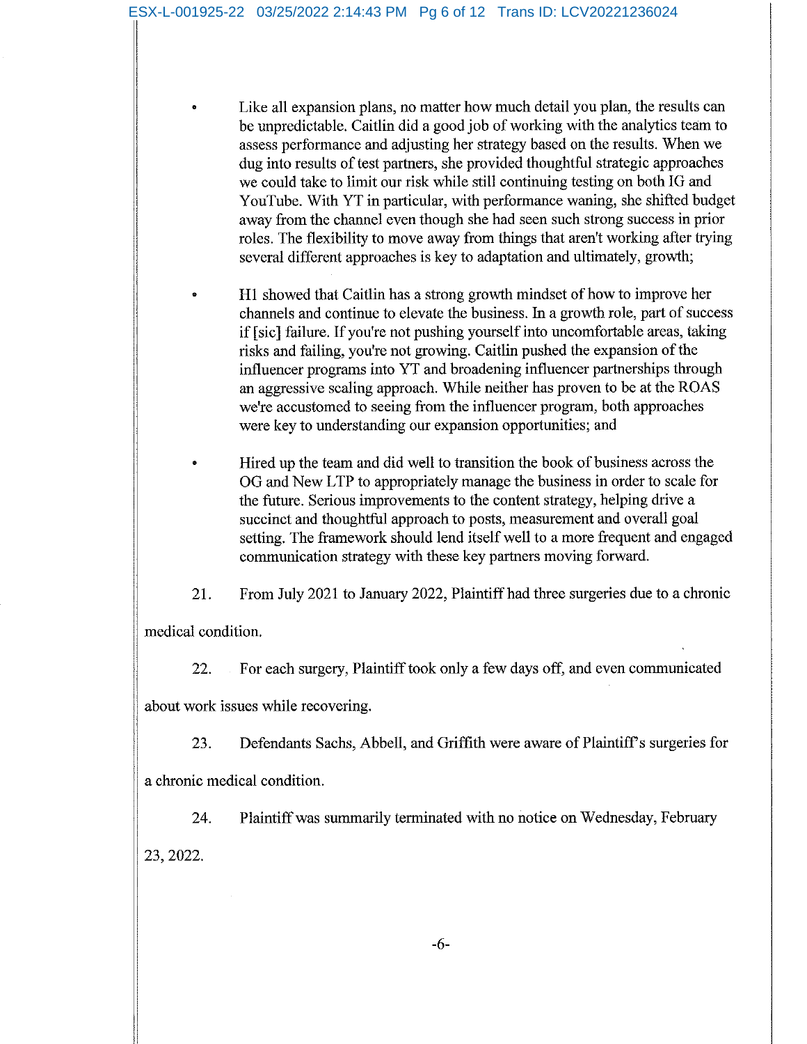- Like all expansion plans, no matter how much detail you plan, the results can be unpredictable. Caitlin did a good job of working with the analytics team to assess performance and adjusting her strategy based on the results. When we dug into results of test partners, she provided thoughtful strategic approaches we could take to limit our risk while still continuing testing on both IG and YouTube. With YT in particular, with performance waning, she shifted budget away from the channel even though she had seen such strong success in prior roles. The flexibility to move away from things that aren't working after trying several different approaches is key to adaptation and ultimately, growth;

- H1 showed that Caitlin has a strong growth mindset of how to improve her channels and continue to elevate the business. In a growth role, part of success if [sic] failure. If you're not pushing yourself into uncomfortable areas, taking risks and failing, you're not growing. Caitlin pushed the expansion of the influencer programs into YT and broadening influencer partnerships through an aggressive scaling approach. While neither has proven to be at the ROAS we're accustomed to seeing from the influencer program, both approaches were key to understanding our expansion opportunities; and

- Hired up the team and did well to transition the book of business across the OG and New LTP to appropriately manage the business in order to scale for the future. Serious improvements to the content strategy, helping drive a succinct and thoughtful approach to posts, measurement and overall goal setting. The framework should lend itself well to a more frequent and engaged communication strategy with these key partners moving forward.

21. From July 2021 to January 2022, Plaintiff had three surgeries due to a chronic medical condition.

22. For each surgery, Plaintiff took only a few days off, and even communicated about work issues while recovering.

23. Defendants Sachs, Abbell, and Griffith were aware of Plaintiff's surgeries for a chronic medical condition.

24. Plaintiff was summarily terminated with no notice on Wednesday, February 23, 2022.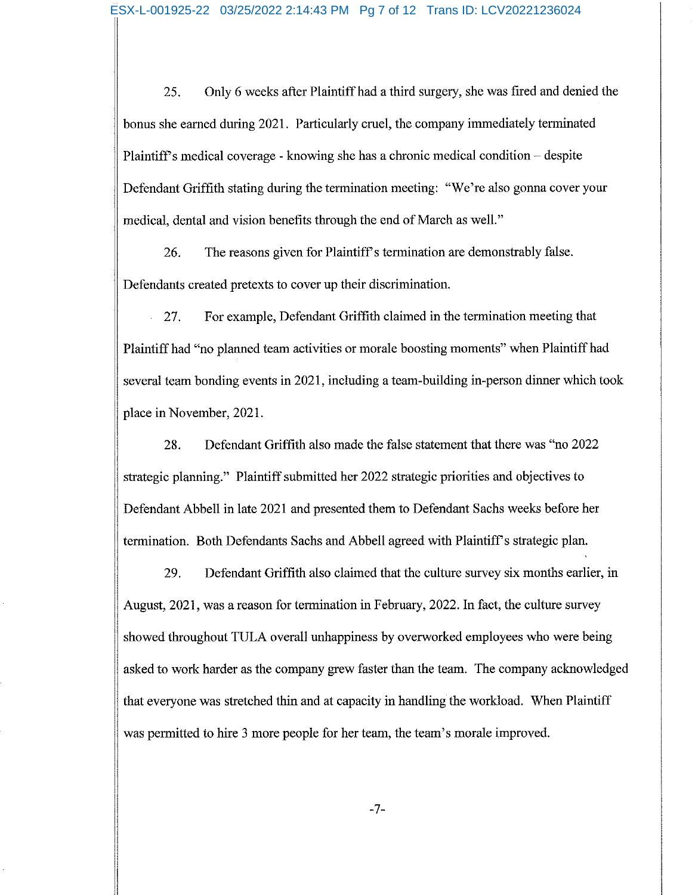25. Only 6 weeks after Plaintiff had a third surgery, she was fired and denied the bonus she earned during 2021. Particularly cruel, the company immediately terminated Plaintiff's medical coverage - knowing she has a chronic medical condition – despite Defendant Griffith stating during the termination meeting: "We're also gonna cover your medical, dental and vision benefits through the end of March as well."

26. The reasons given for Plaintiff's termination are demonstrably false. Defendants created pretexts to cover up their discrimination.

27. For example, Defendant Griffith claimed in the termination meeting that Plaintiff had "no planned team activities or morale boosting moments" when Plaintiff had several team bonding events in 2021, including a team-building in-person dinner which took place in November, 2021.

28. Defendant Griffith also made the false statement that there was "no 2022 strategic planning." Plaintiff submitted her 2022 strategic priorities and objectives to Defendant Abbell in late 2021 and presented them to Defendant Sachs weeks before her termination. Both Defendants Sachs and Abbell agreed with Plaintiff's strategic plan.

29. Defendant Griffith also claimed that the culture survey six months earlier, in August, 2021, was a reason for termination in February, 2022. In fact, the culture survey showed throughout TULA overall unhappiness by overworked employees who were being asked to work harder as the company grew faster than the team. The company acknowledged that everyone was stretched thin and at capacity in handling the workload. When Plaintiff was permitted to hire 3 more people for her team, the team's morale improved.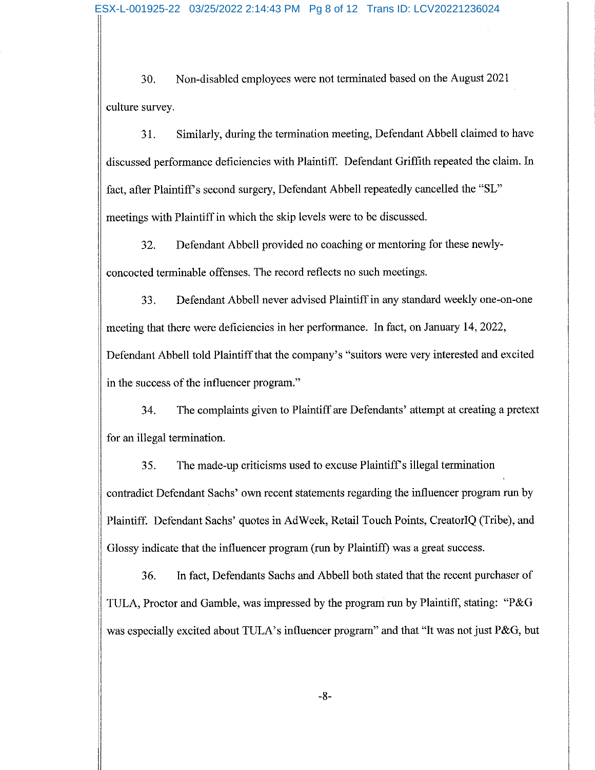30. Non-disabled employees were not terminated based on the August 2021 culture survey.

31. Similarly, during the termination meeting, Defendant Abbell claimed to have discussed performance deficiencies with Plaintiff. Defendant Griffith repeated the claim. In fact, after Plaintiff's second surgery, Defendant Abbell repeatedly cancelled the "SL" meetings with Plaintiff in which the skip levels were to be discussed.

32. Defendant Abbell provided no coaching or mentoring for these newly-concocted terminable offenses. The record reflects no such meetings.

33. Defendant Abbell never advised Plaintiff in any standard weekly one-on-one meeting that there were deficiencies in her performance. In fact, on January 14, 2022, Defendant Abbell told Plaintiff that the company's "suitors were very interested and excited in the success of the influencer program."

34. The complaints given to Plaintiff are Defendants' attempt at creating a pretext for an illegal termination.

35. The made-up criticisms used to excuse Plaintiff's illegal termination contradict Defendant Sachs' own recent statements regarding the influencer program run by Plaintiff. Defendant Sachs' quotes in AdWeek, Retail Touch Points, CreatorIQ (Tribe), and Glossy indicate that the influencer program (run by Plaintiff) was a great success.

36. In fact, Defendants Sachs and Abbell both stated that the recent purchaser of TULA, Proctor and Gamble, was impressed by the program run by Plaintiff, stating: "P&G was especially excited about TULA's influencer program" and that "It was not just P&G, but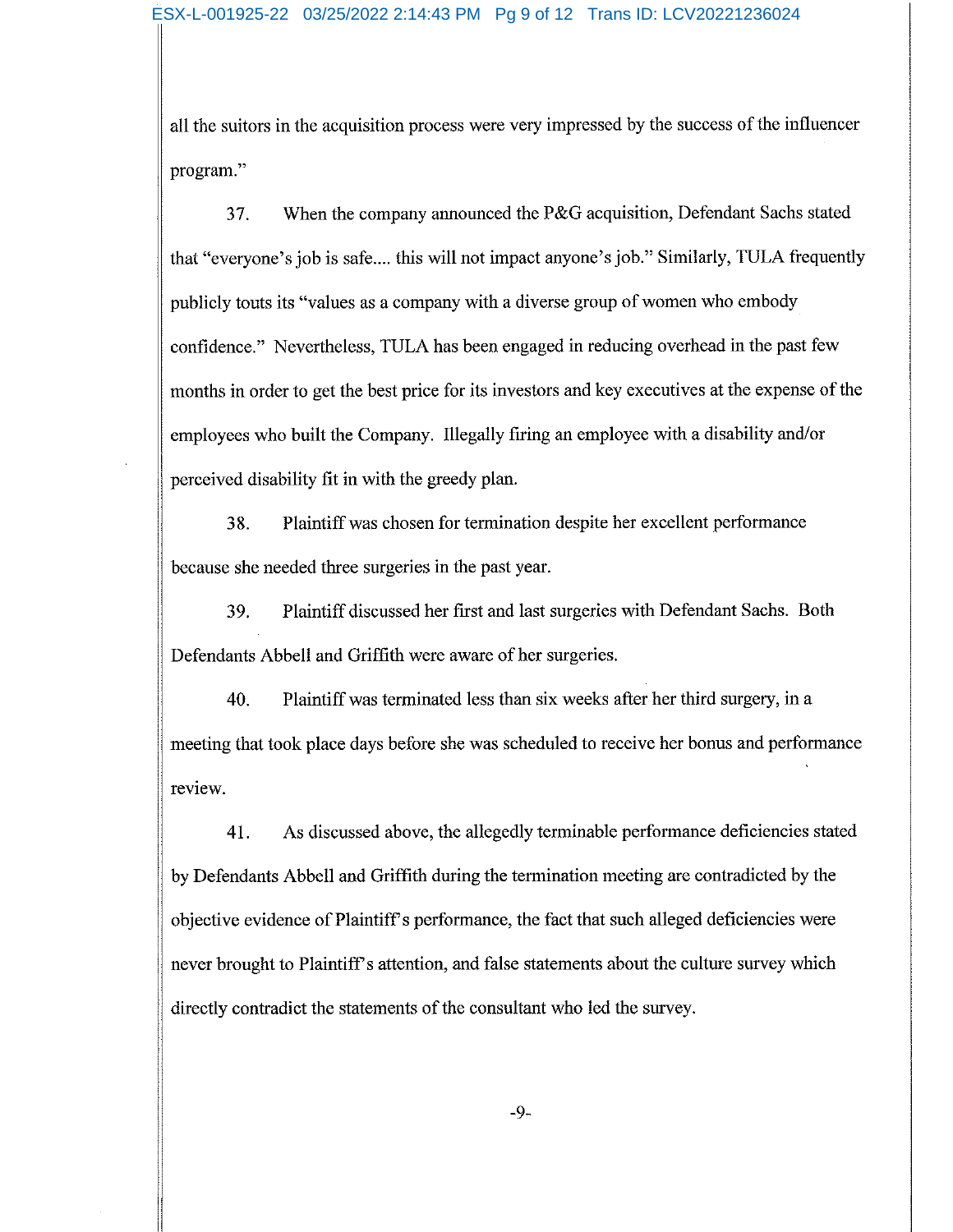all the suitors in the acquisition process were very impressed by the success of the influencer program."

37. When the company announced the P&G acquisition, Defendant Sachs stated that "everyone's job is safe.... this will not impact anyone's job." Similarly, TULA frequently publicly touts its "values as a company with a diverse group of women who embody confidence." Nevertheless, TULA has been engaged in reducing overhead in the past few months in order to get the best price for its investors and key executives at the expense of the employees who built the Company. Illegally firing an employee with a disability and/or perceived disability fit in with the greedy plan.

38. Plaintiff was chosen for termination despite her excellent performance because she needed three surgeries in the past year.

39. Plaintiff discussed her first and last surgeries with Defendant Sachs. Both Defendants Abbell and Griffith were aware of her surgeries.

40. Plaintiff was terminated less than six weeks after her third surgery, in a meeting that took place days before she was scheduled to receive her bonus and performance review.

41. As discussed above, the allegedly terminable performance deficiencies stated by Defendants Abbell and Griffith during the termination meeting are contradicted by the objective evidence of Plaintiff's performance, the fact that such alleged deficiencies were never brought to Plaintiff's attention, and false statements about the culture survey which directly contradict the statements of the consultant who led the survey.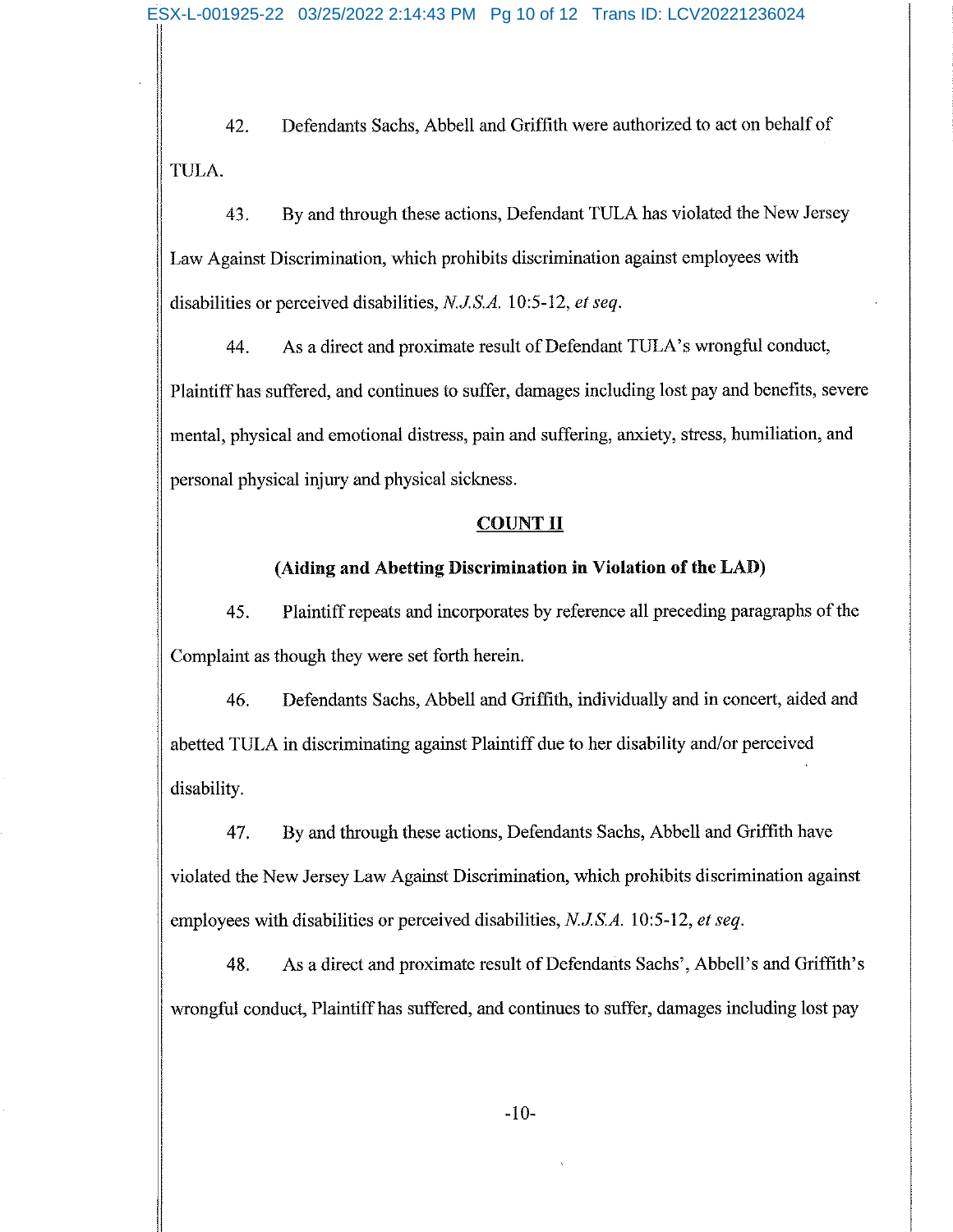42. Defendants Sachs, Abbell and Griffith were authorized to act on behalf of TULA.

43. By and through these actions, Defendant TULA has violated the New Jersey Law Against Discrimination, which prohibits discrimination against employees with disabilities or perceived disabilities, *N.J.S.A.* 10:5-12, *et seq*.

44. As a direct and proximate result of Defendant TULA's wrongful conduct, Plaintiff has suffered, and continues to suffer, damages including lost pay and benefits, severe mental, physical and emotional distress, pain and suffering, anxiety, stress, humiliation, and personal physical injury and physical sickness.

## COUNT II

### (Aiding and Abetting Discrimination in Violation of the LAD)

45. Plaintiff repeats and incorporates by reference all preceding paragraphs of the Complaint as though they were set forth herein.

46. Defendants Sachs, Abbell and Griffith, individually and in concert, aided and abetted TULA in discriminating against Plaintiff due to her disability and/or perceived disability.

47. By and through these actions, Defendants Sachs, Abbell and Griffith have violated the New Jersey Law Against Discrimination, which prohibits discrimination against employees with disabilities or perceived disabilities, *N.J.S.A.* 10:5-12, *et seq*.

48. As a direct and proximate result of Defendants Sachs', Abbell's and Griffith's wrongful conduct, Plaintiff has suffered, and continues to suffer, damages including lost pay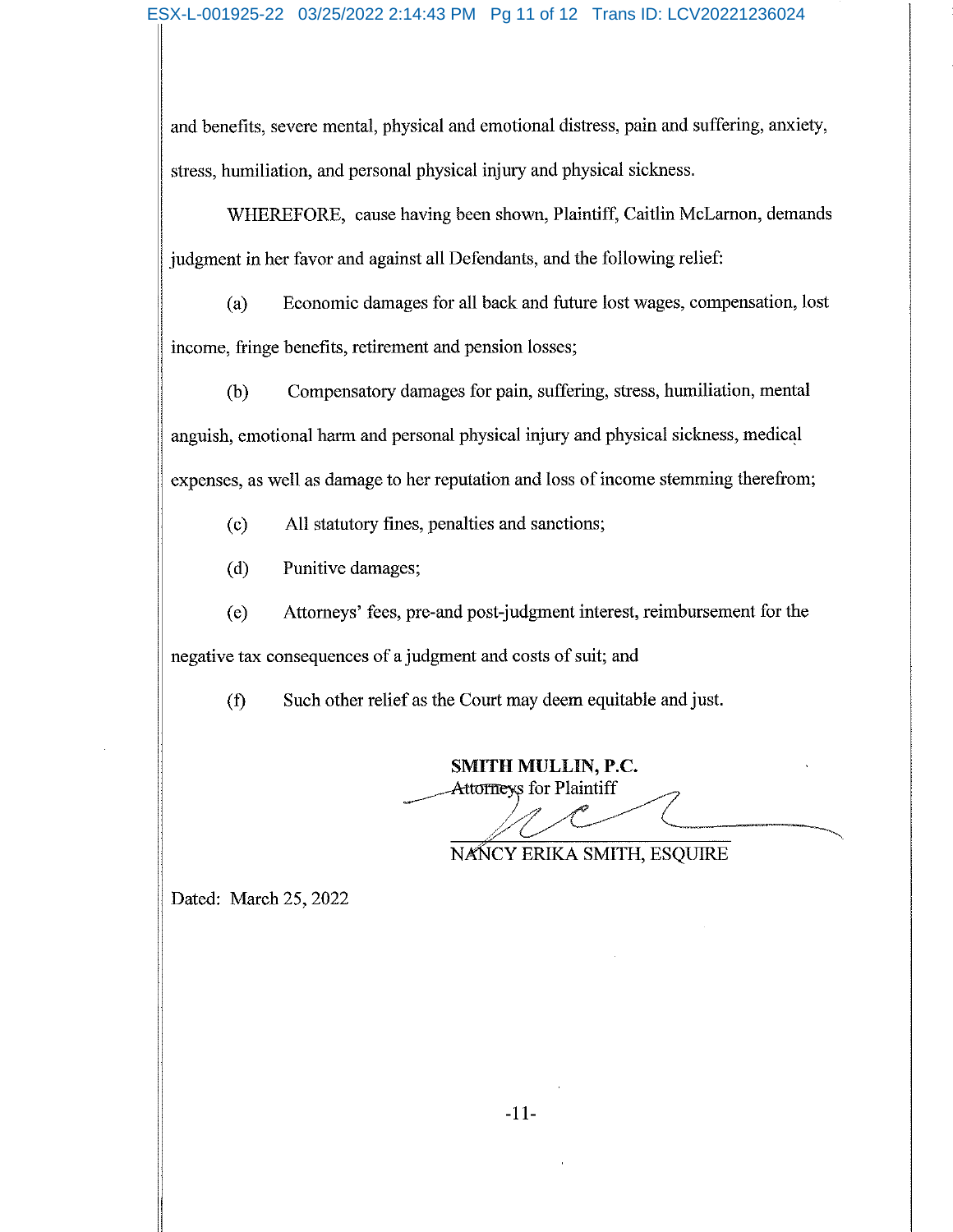and benefits, severe mental, physical and emotional distress, pain and suffering, anxiety, stress, humiliation, and personal physical injury and physical sickness.

WHEREFORE, cause having been shown, Plaintiff, Caitlin McLarnon, demands judgment in her favor and against all Defendants, and the following relief:

(a) Economic damages for all back and future lost wages, compensation, lost income, fringe benefits, retirement and pension losses;

(b) Compensatory damages for pain, suffering, stress, humiliation, mental anguish, emotional harm and personal physical injury and physical sickness, medical expenses, as well as damage to her reputation and loss of income stemming therefrom;

(c) All statutory fines, penalties and sanctions;

(d) Punitive damages;

(e) Attorneys' fees, pre-and post-judgment interest, reimbursement for the negative tax consequences of a judgment and costs of suit; and

(f) Such other relief as the Court may deem equitable and just.

**SMITH MULLIN, P.C.**
Attorneys for Plaintiff

NANCY ERIKA SMITH, ESQUIRE

Dated: March 25, 2022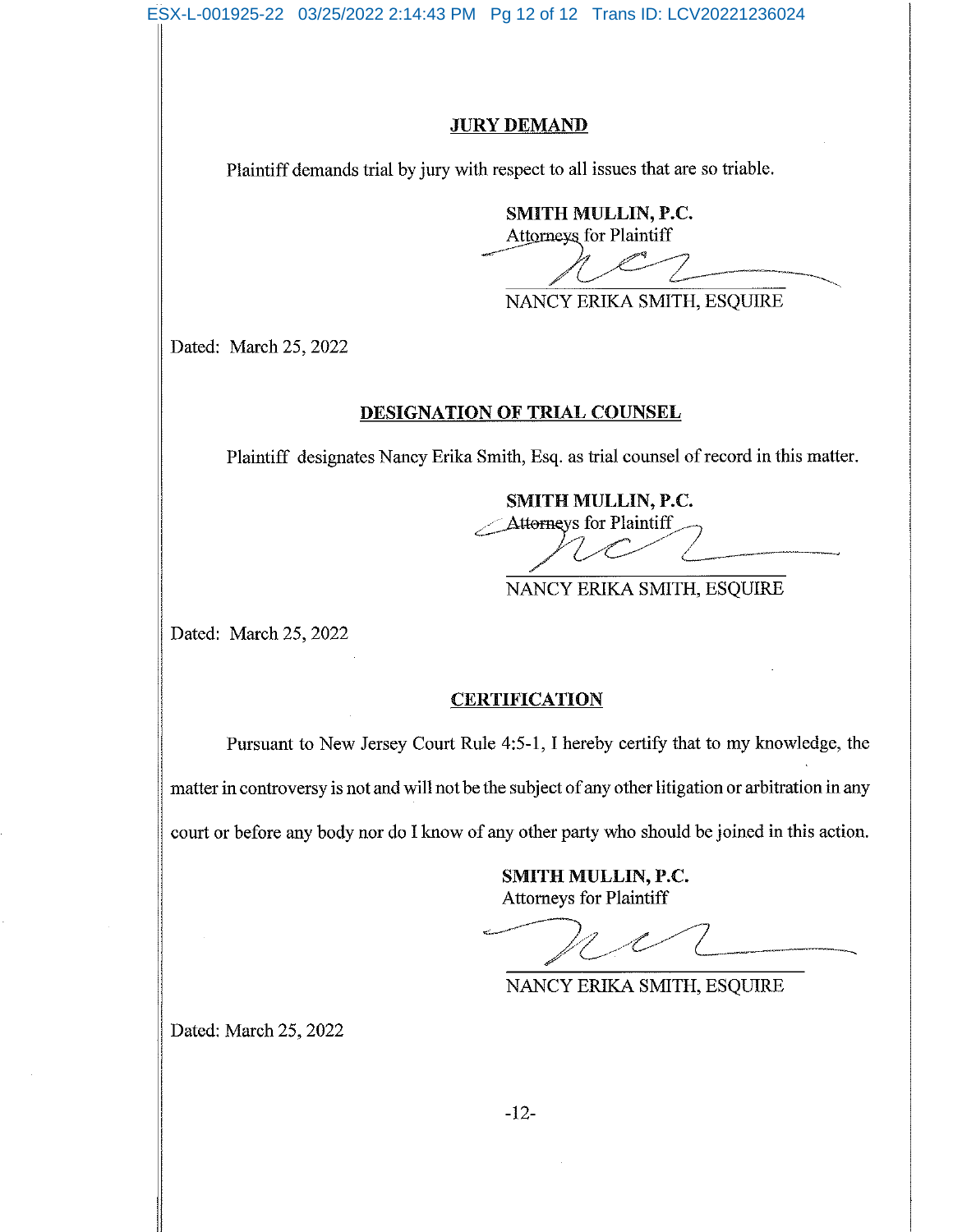## JURY DEMAND

Plaintiff demands trial by jury with respect to all issues that are so triable.

**SMITH MULLIN, P.C.**
Attorneys for Plaintiff

NANCY ERIKA SMITH, ESQUIRE

Dated: March 25, 2022

## DESIGNATION OF TRIAL COUNSEL

Plaintiff designates Nancy Erika Smith, Esq. as trial counsel of record in this matter.

**SMITH MULLIN, P.C.**
Attorneys for Plaintiff

NANCY ERIKA SMITH, ESQUIRE

Dated: March 25, 2022

## CERTIFICATION

Pursuant to New Jersey Court Rule 4:5-1, I hereby certify that to my knowledge, the matter in controversy is not and will not be the subject of any other litigation or arbitration in any court or before any body nor do I know of any other party who should be joined in this action.

**SMITH MULLIN, P.C.**
Attorneys for Plaintiff

NANCY ERIKA SMITH, ESQUIRE

Dated: March 25, 2022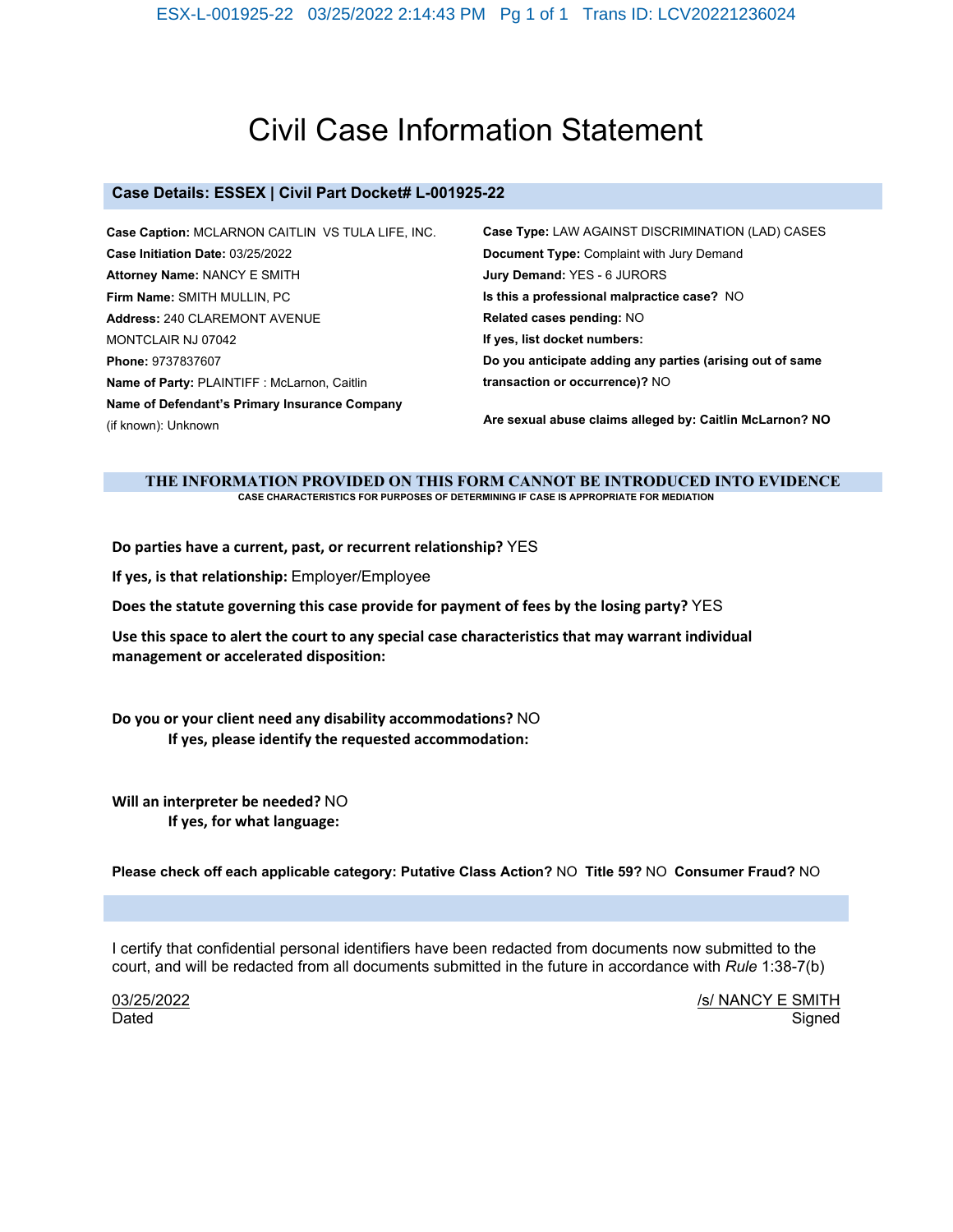# Civil Case Information Statement

## Case Details: ESSEX | Civil Part Docket# L-001925-22

**Case Caption:** MCLARNON CAITLIN VS TULA LIFE, INC.
**Case Initiation Date:** 03/25/2022
**Attorney Name:** NANCY E SMITH
**Firm Name:** SMITH MULLIN, PC
**Address:** 240 CLAREMONT AVENUE
MONTCLAIR NJ 07042
**Phone:** 9737837607
**Name of Party:** PLAINTIFF : McLarnon, Caitlin
**Name of Defendant's Primary Insurance Company** (if known): Unknown

**Case Type:** LAW AGAINST DISCRIMINATION (LAD) CASES
**Document Type:** Complaint with Jury Demand
**Jury Demand:** YES - 6 JURORS
**Is this a professional malpractice case?** NO
**Related cases pending:** NO
**If yes, list docket numbers:**
**Do you anticipate adding any parties (arising out of same transaction or occurrence)?** NO

**Are sexual abuse claims alleged by: Caitlin McLarnon? NO**

**THE INFORMATION PROVIDED ON THIS FORM CANNOT BE INTRODUCED INTO EVIDENCE**
CASE CHARACTERISTICS FOR PURPOSES OF DETERMINING IF CASE IS APPROPRIATE FOR MEDIATION

**Do parties have a current, past, or recurrent relationship?** YES

**If yes, is that relationship:** Employer/Employee

**Does the statute governing this case provide for payment of fees by the losing party?** YES

**Use this space to alert the court to any special case characteristics that may warrant individual management or accelerated disposition:**

**Do you or your client need any disability accommodations?** NO
**If yes, please identify the requested accommodation:**

**Will an interpreter be needed?** NO
**If yes, for what language:**

**Please check off each applicable category: Putative Class Action?** NO **Title 59?** NO **Consumer Fraud?** NO

I certify that confidential personal identifiers have been redacted from documents now submitted to the court, and will be redacted from all documents submitted in the future in accordance with *Rule* 1:38-7(b)

03/25/2022
Dated

/s/ NANCY E SMITH
Signed